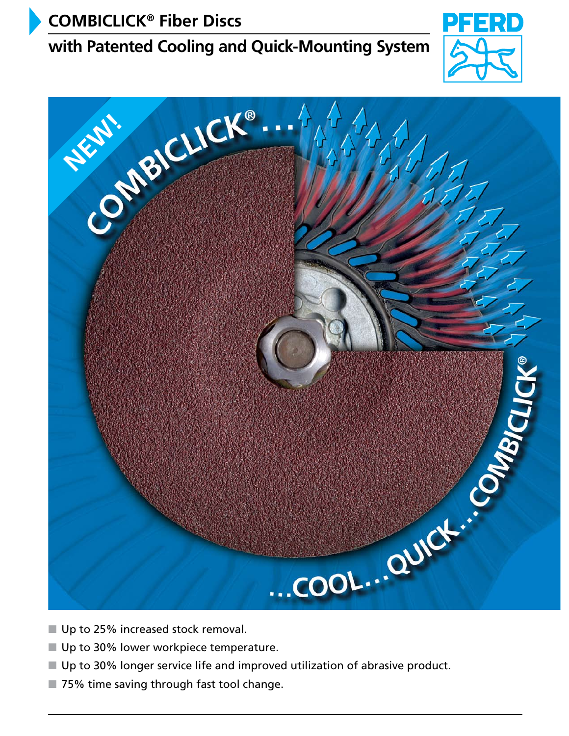# COMBICLICK® Fiber Discs

## with Patented Cooling and Quick-Mounting System

- Up to 25% increased stock removal.
- Up to 30% lower workpiece temperature.
- Up to 30% longer service life and improved utilization of abrasive product.
- 75% time saving through fast tool change.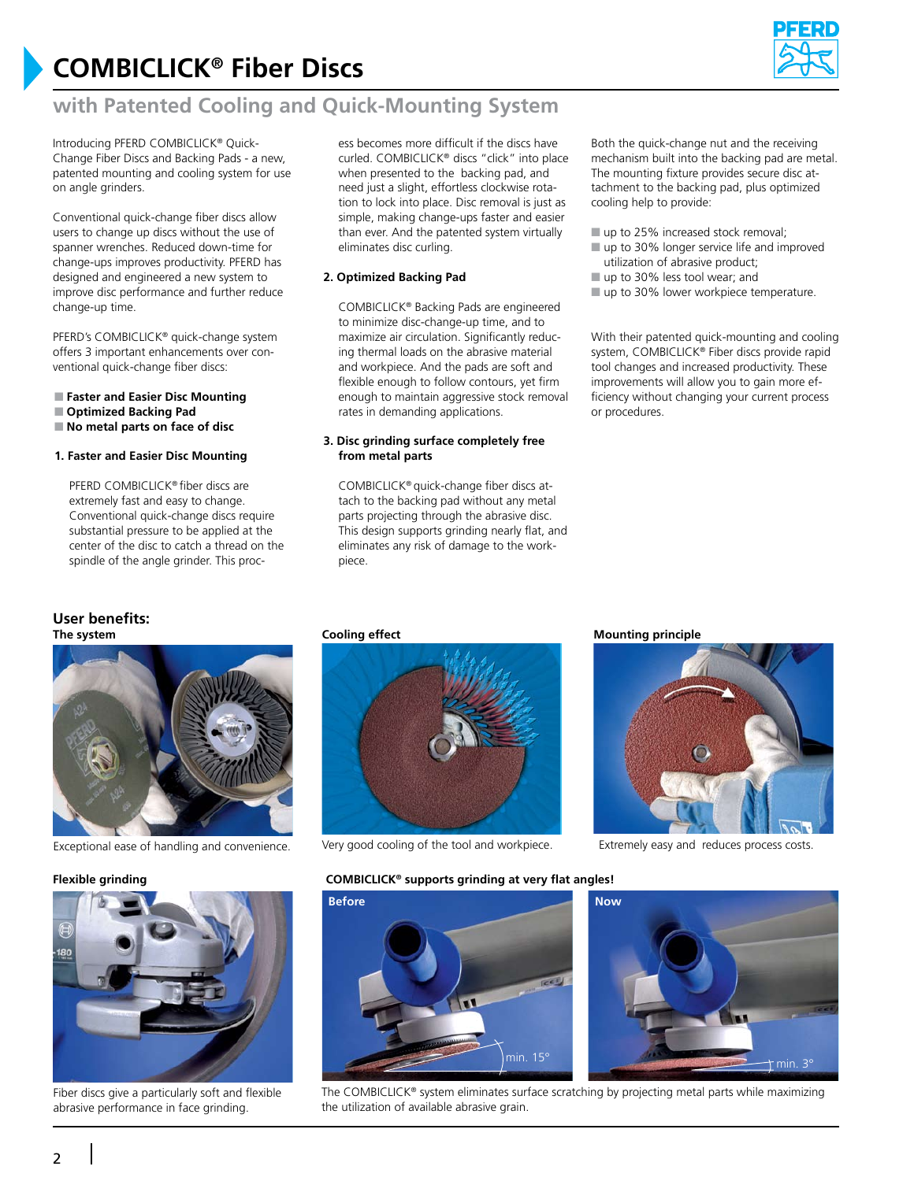# COMBICLICK® Fiber Discs

## with Patented Cooling and Quick-Mounting System

Introducing PFERD COMBICLICK® Quick-Change Fiber Discs and Backing Pads - a new, patented mounting and cooling system for use on angle grinders.

Conventional quick-change fiber discs allow users to change up discs without the use of spanner wrenches. Reduced down-time for change-ups improves productivity. PFERD has designed and engineered a new system to improve disc performance and further reduce change-up time.

PFERD's COMBICLICK® quick-change system offers 3 important enhancements over conventional quick-change fiber discs:

- **Faster and Easier Disc Mounting**
- **Optimized Backing Pad**
- **No metal parts on face of disc**

### 1. Faster and Easier Disc Mounting

PFERD COMBICLICK® fiber discs are extremely fast and easy to change. Conventional quick-change discs require substantial pressure to be applied at the center of the disc to catch a thread on the spindle of the angle grinder. This process becomes more difficult if the discs have curled. COMBICLICK® discs "click" into place when presented to the backing pad, and need just a slight, effortless clockwise rotation to lock into place. Disc removal is just as simple, making change-ups faster and easier than ever. And the patented system virtually eliminates disc curling.

### 2. Optimized Backing Pad

COMBICLICK® Backing Pads are engineered to minimize disc-change-up time, and to maximize air circulation. Significantly reducing thermal loads on the abrasive material and workpiece. And the pads are soft and flexible enough to follow contours, yet firm enough to maintain aggressive stock removal rates in demanding applications.

### 3. Disc grinding surface completely free from metal parts

COMBICLICK® quick-change fiber discs attach to the backing pad without any metal parts projecting through the abrasive disc. This design supports grinding nearly flat, and eliminates any risk of damage to the workpiece.

Both the quick-change nut and the receiving mechanism built into the backing pad are metal. The mounting fixture provides secure disc attachment to the backing pad, plus optimized cooling help to provide:

- up to 25% increased stock removal;
- up to 30% longer service life and improved utilization of abrasive product;
- up to 30% less tool wear; and
- up to 30% lower workpiece temperature.

With their patented quick-mounting and cooling system, COMBICLICK® Fiber discs provide rapid tool changes and increased productivity. These improvements will allow you to gain more efficiency without changing your current process or procedures.

## User benefits:

**The system**

Exceptional ease of handling and convenience.

**Cooling effect**

Very good cooling of the tool and workpiece.

**Mounting principle**

Extremely easy and reduces process costs.

**Flexible grinding**

Fiber discs give a particularly soft and flexible abrasive performance in face grinding.

**COMBICLICK® supports grinding at very flat angles!**

Before: min. 15°

Now: min. 3°

The COMBICLICK® system eliminates surface scratching by projecting metal parts while maximizing the utilization of available abrasive grain.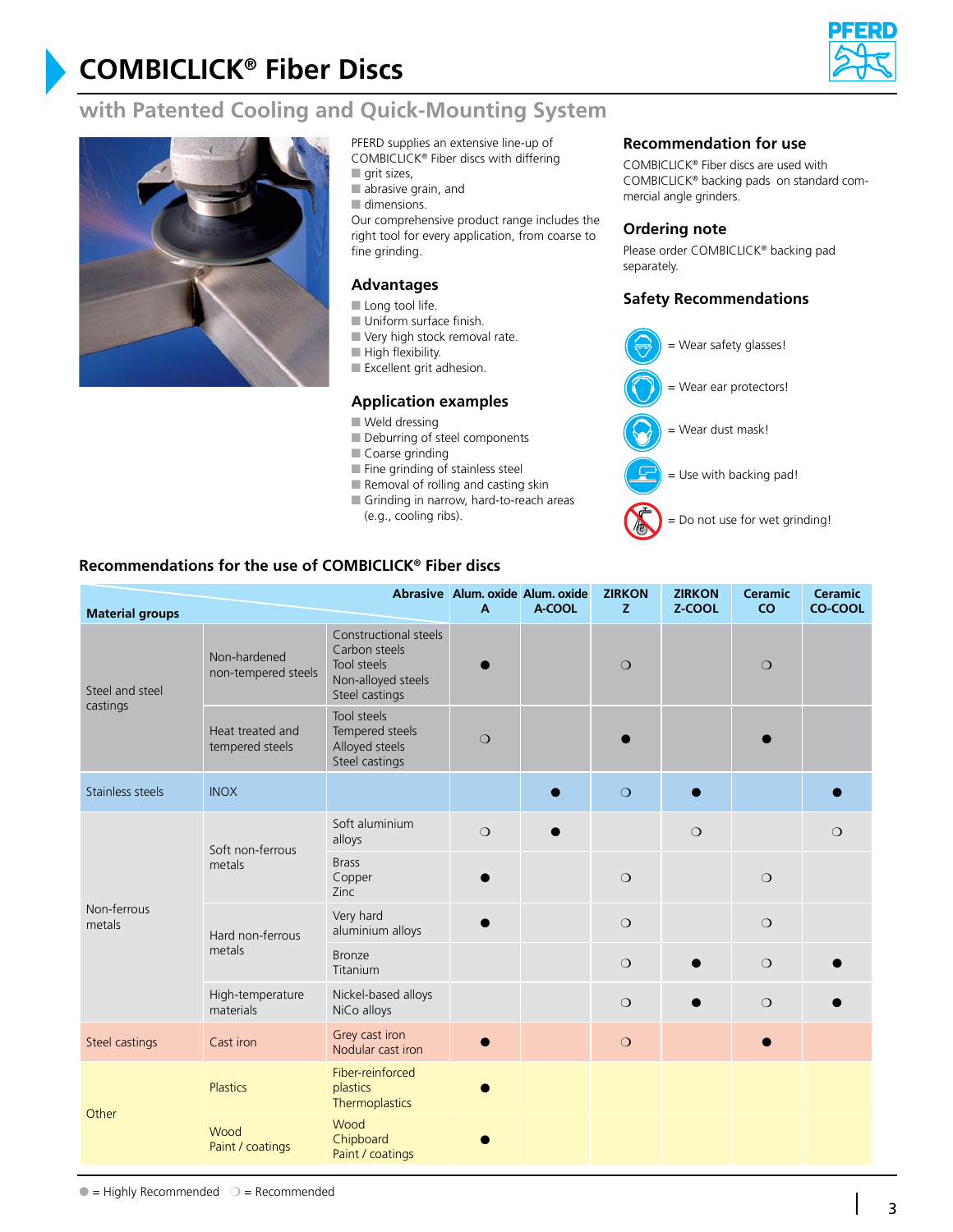# COMBICLICK® Fiber Discs

## with Patented Cooling and Quick-Mounting System

PFERD supplies an extensive line-up of COMBICLICK® Fiber discs with differing

- grit sizes,
- abrasive grain, and
- dimensions.

Our comprehensive product range includes the right tool for every application, from coarse to fine grinding.

### Advantages

- Long tool life.
- Uniform surface finish.
- Very high stock removal rate.
- High flexibility.
- Excellent grit adhesion.

### Application examples

- Weld dressing
- Deburring of steel components
- Coarse grinding
- Fine grinding of stainless steel
- Removal of rolling and casting skin
- Grinding in narrow, hard-to-reach areas (e.g., cooling ribs).

### Recommendation for use

COMBICLICK® Fiber discs are used with COMBICLICK® backing pads on standard commercial angle grinders.

### Ordering note

Please order COMBICLICK® backing pad separately.

### Safety Recommendations

= Wear safety glasses!

= Wear ear protectors!

= Wear dust mask!

= Use with backing pad!

= Do not use for wet grinding!

### Recommendations for the use of COMBICLICK® Fiber discs

| Material groups | | Abrasive | Alum. oxide A | Alum. oxide A-COOL | ZIRKON Z | ZIRKON Z-COOL | Ceramic CO | Ceramic CO-COOL |
|---|---|---|---|---|---|---|---|---|
| Steel and steel castings | Non-hardened non-tempered steels | Constructional steels, Carbon steels, Tool steels, Non-alloyed steels, Steel castings | ● | | ❍ | | ❍ | |
| | Heat treated and tempered steels | Tool steels, Tempered steels, Alloyed steels, Steel castings | ❍ | | ● | | ● | |
| Stainless steels | INOX | | | ● | ❍ | ● | | ● |
| Non-ferrous metals | Soft non-ferrous metals | Soft aluminium alloys | ❍ | ● | | ❍ | | ❍ |
| | | Brass, Copper, Zinc | ● | | ❍ | | ❍ | |
| | Hard non-ferrous metals | Very hard aluminium alloys | ● | | ❍ | | ❍ | |
| | | Bronze, Titanium | | | ❍ | ● | ❍ | ● |
| | High-temperature materials | Nickel-based alloys, NiCo alloys | | | ❍ | ● | ❍ | ● |
| Steel castings | Cast iron | Grey cast iron, Nodular cast iron | ● | | ❍ | | ● | |
| Other | Plastics | Fiber-reinforced plastics, Thermoplastics | ● | | | | | |
| | Wood, Paint / coatings | Wood, Chipboard, Paint / coatings | ● | | | | | |

● = Highly Recommended ❍ = Recommended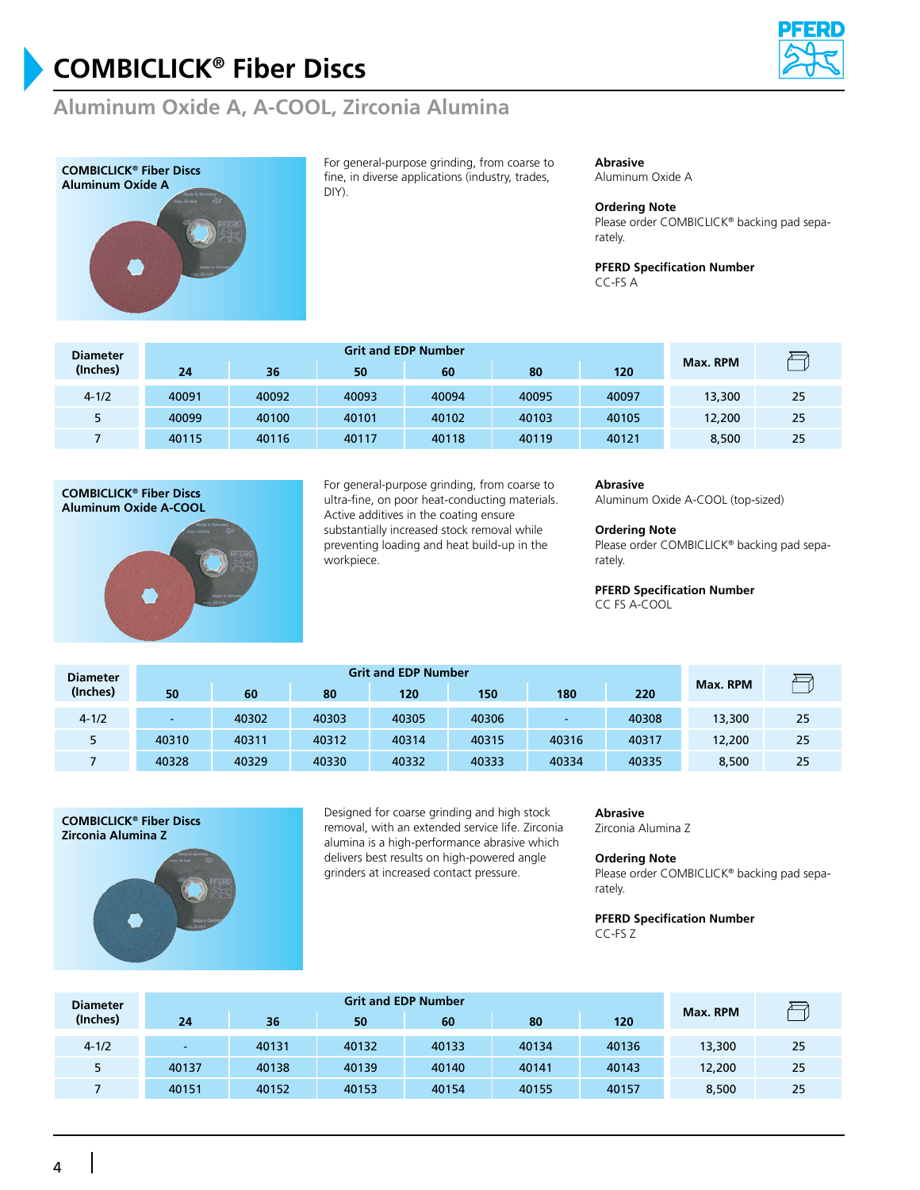# COMBICLICK® Fiber Discs

## Aluminum Oxide A, A-COOL, Zirconia Alumina

### COMBICLICK® Fiber Discs Aluminum Oxide A

For general-purpose grinding, from coarse to fine, in diverse applications (industry, trades, DIY).

**Abrasive**
Aluminum Oxide A

**Ordering Note**
Please order COMBICLICK® backing pad separately.

**PFERD Specification Number**
CC-FS A

| Diameter (Inches) | Grit and EDP Number | | | | | | Max. RPM | Pack |
|---|---|---|---|---|---|---|---|---|
| | 24 | 36 | 50 | 60 | 80 | 120 | | |
| 4-1/2 | 40091 | 40092 | 40093 | 40094 | 40095 | 40097 | 13,300 | 25 |
| 5 | 40099 | 40100 | 40101 | 40102 | 40103 | 40105 | 12,200 | 25 |
| 7 | 40115 | 40116 | 40117 | 40118 | 40119 | 40121 | 8,500 | 25 |

### COMBICLICK® Fiber Discs Aluminum Oxide A-COOL

For general-purpose grinding, from coarse to ultra-fine, on poor heat-conducting materials. Active additives in the coating ensure substantially increased stock removal while preventing loading and heat build-up in the workpiece.

**Abrasive**
Aluminum Oxide A-COOL (top-sized)

**Ordering Note**
Please order COMBICLICK® backing pad separately.

**PFERD Specification Number**
CC FS A-COOL

| Diameter (Inches) | Grit and EDP Number | | | | | | | Max. RPM | Pack |
|---|---|---|---|---|---|---|---|---|---|
| | 50 | 60 | 80 | 120 | 150 | 180 | 220 | | |
| 4-1/2 | - | 40302 | 40303 | 40305 | 40306 | - | 40308 | 13,300 | 25 |
| 5 | 40310 | 40311 | 40312 | 40314 | 40315 | 40316 | 40317 | 12,200 | 25 |
| 7 | 40328 | 40329 | 40330 | 40332 | 40333 | 40334 | 40335 | 8,500 | 25 |

### COMBICLICK® Fiber Discs Zirconia Alumina Z

Designed for coarse grinding and high stock removal, with an extended service life. Zirconia alumina is a high-performance abrasive which delivers best results on high-powered angle grinders at increased contact pressure.

**Abrasive**
Zirconia Alumina Z

**Ordering Note**
Please order COMBICLICK® backing pad separately.

**PFERD Specification Number**
CC-FS Z

| Diameter (Inches) | Grit and EDP Number | | | | | | Max. RPM | Pack |
|---|---|---|---|---|---|---|---|---|
| | 24 | 36 | 50 | 60 | 80 | 120 | | |
| 4-1/2 | - | 40131 | 40132 | 40133 | 40134 | 40136 | 13,300 | 25 |
| 5 | 40137 | 40138 | 40139 | 40140 | 40141 | 40143 | 12,200 | 25 |
| 7 | 40151 | 40152 | 40153 | 40154 | 40155 | 40157 | 8,500 | 25 |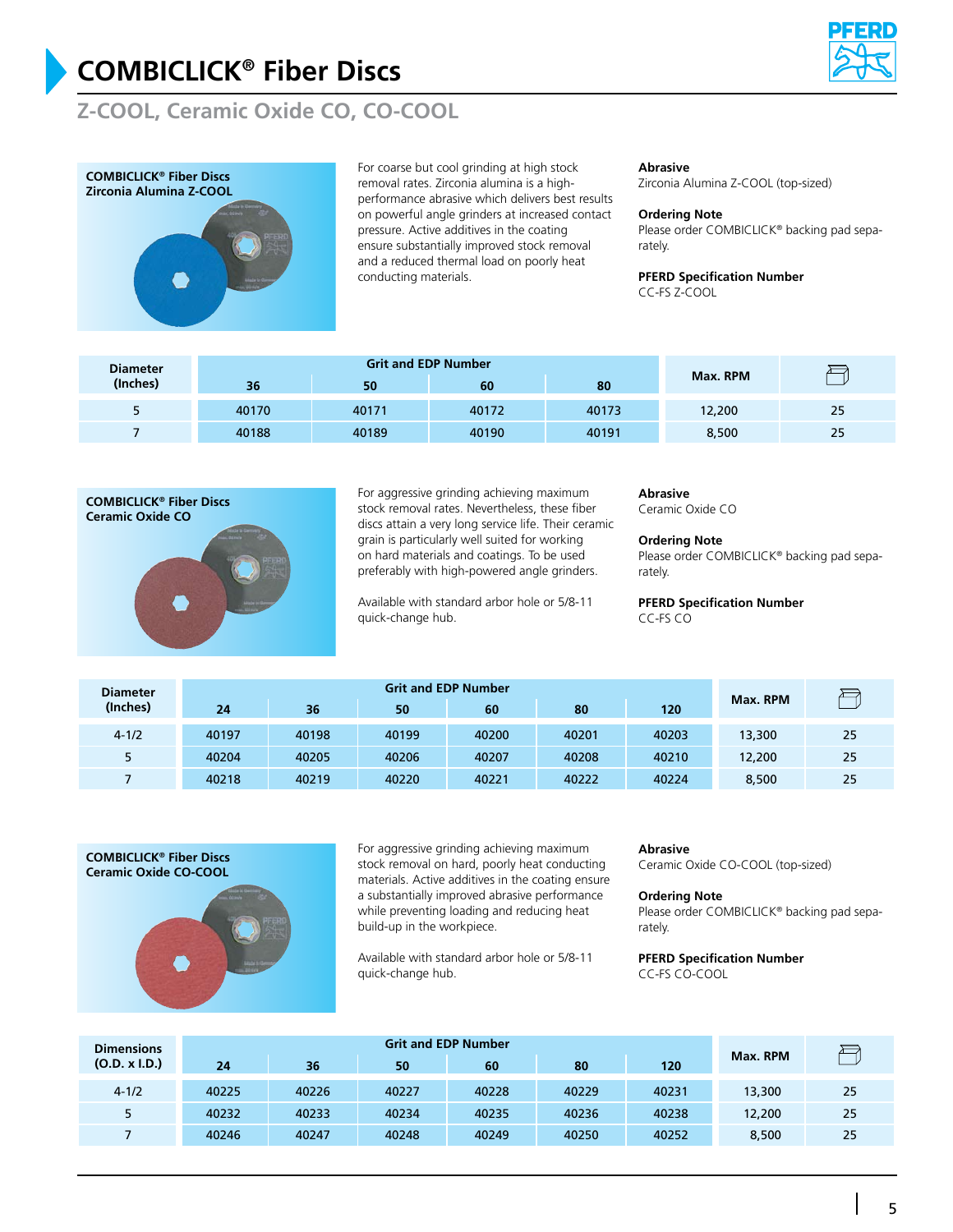# COMBICLICK® Fiber Discs

## Z-COOL, Ceramic Oxide CO, CO-COOL

**COMBICLICK® Fiber Discs Zirconia Alumina Z-COOL**

For coarse but cool grinding at high stock removal rates. Zirconia alumina is a high-performance abrasive which delivers best results on powerful angle grinders at increased contact pressure. Active additives in the coating ensure substantially improved stock removal and a reduced thermal load on poorly heat conducting materials.

**Abrasive**
Zirconia Alumina Z-COOL (top-sized)

**Ordering Note**
Please order COMBICLICK® backing pad separately.

**PFERD Specification Number**
CC-FS Z-COOL

| Diameter (Inches) | Grit and EDP Number | | | | Max. RPM | Pack |
|---|---|---|---|---|---|---|
| | 36 | 50 | 60 | 80 | | |
| 5 | 40170 | 40171 | 40172 | 40173 | 12,200 | 25 |
| 7 | 40188 | 40189 | 40190 | 40191 | 8,500 | 25 |

**COMBICLICK® Fiber Discs Ceramic Oxide CO**

For aggressive grinding achieving maximum stock removal rates. Nevertheless, these fiber discs attain a very long service life. Their ceramic grain is particularly well suited for working on hard materials and coatings. To be used preferably with high-powered angle grinders.

Available with standard arbor hole or 5/8-11 quick-change hub.

**Abrasive**
Ceramic Oxide CO

**Ordering Note**
Please order COMBICLICK® backing pad separately.

**PFERD Specification Number**
CC-FS CO

| Diameter (Inches) | Grit and EDP Number | | | | | | Max. RPM | Pack |
|---|---|---|---|---|---|---|---|---|
| | 24 | 36 | 50 | 60 | 80 | 120 | | |
| 4-1/2 | 40197 | 40198 | 40199 | 40200 | 40201 | 40203 | 13,300 | 25 |
| 5 | 40204 | 40205 | 40206 | 40207 | 40208 | 40210 | 12,200 | 25 |
| 7 | 40218 | 40219 | 40220 | 40221 | 40222 | 40224 | 8,500 | 25 |

**COMBICLICK® Fiber Discs Ceramic Oxide CO-COOL**

For aggressive grinding achieving maximum stock removal on hard, poorly heat conducting materials. Active additives in the coating ensure a substantially improved abrasive performance while preventing loading and reducing heat build-up in the workpiece.

Available with standard arbor hole or 5/8-11 quick-change hub.

**Abrasive**
Ceramic Oxide CO-COOL (top-sized)

**Ordering Note**
Please order COMBICLICK® backing pad separately.

**PFERD Specification Number**
CC-FS CO-COOL

| Dimensions (O.D. x I.D.) | Grit and EDP Number | | | | | | Max. RPM | Pack |
|---|---|---|---|---|---|---|---|---|
| | 24 | 36 | 50 | 60 | 80 | 120 | | |
| 4-1/2 | 40225 | 40226 | 40227 | 40228 | 40229 | 40231 | 13,300 | 25 |
| 5 | 40232 | 40233 | 40234 | 40235 | 40236 | 40238 | 12,200 | 25 |
| 7 | 40246 | 40247 | 40248 | 40249 | 40250 | 40252 | 8,500 | 25 |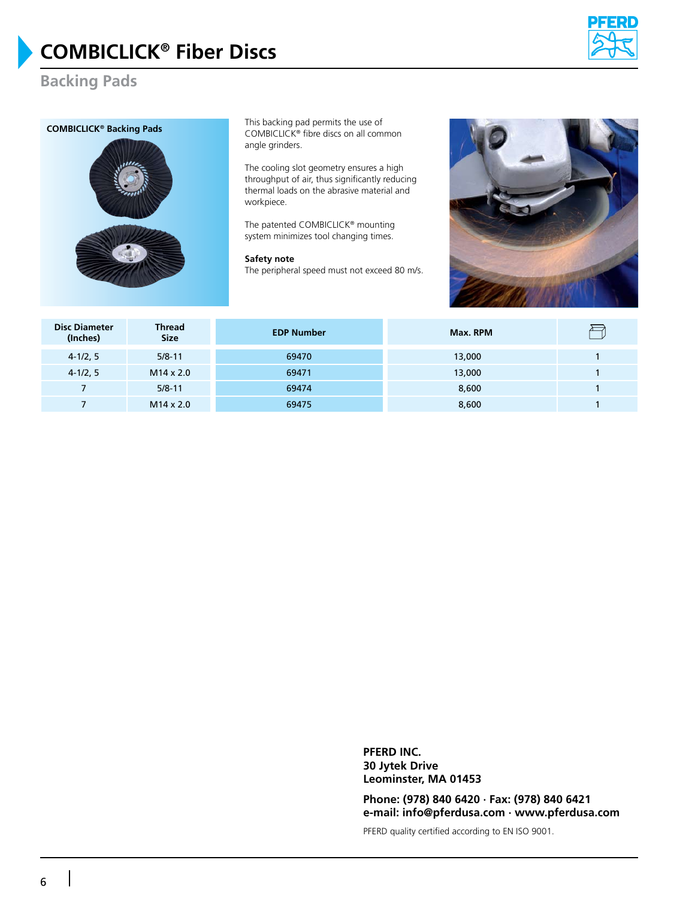# COMBICLICK® Fiber Discs

## Backing Pads

COMBICLICK® Backing Pads

This backing pad permits the use of COMBICLICK® fibre discs on all common angle grinders.

The cooling slot geometry ensures a high throughput of air, thus significantly reducing thermal loads on the abrasive material and workpiece.

The patented COMBICLICK® mounting system minimizes tool changing times.

**Safety note**
The peripheral speed must not exceed 80 m/s.

| Disc Diameter (Inches) | Thread Size | EDP Number | Max. RPM | |
|---|---|---|---|---|
| 4-1/2, 5 | 5/8-11 | 69470 | 13,000 | 1 |
| 4-1/2, 5 | M14 x 2.0 | 69471 | 13,000 | 1 |
| 7 | 5/8-11 | 69474 | 8,600 | 1 |
| 7 | M14 x 2.0 | 69475 | 8,600 | 1 |

**PFERD INC.**
**30 Jytek Drive**
**Leominster, MA 01453**

**Phone: (978) 840 6420 · Fax: (978) 840 6421**
**e-mail: info@pferdusa.com · www.pferdusa.com**

PFERD quality certified according to EN ISO 9001.